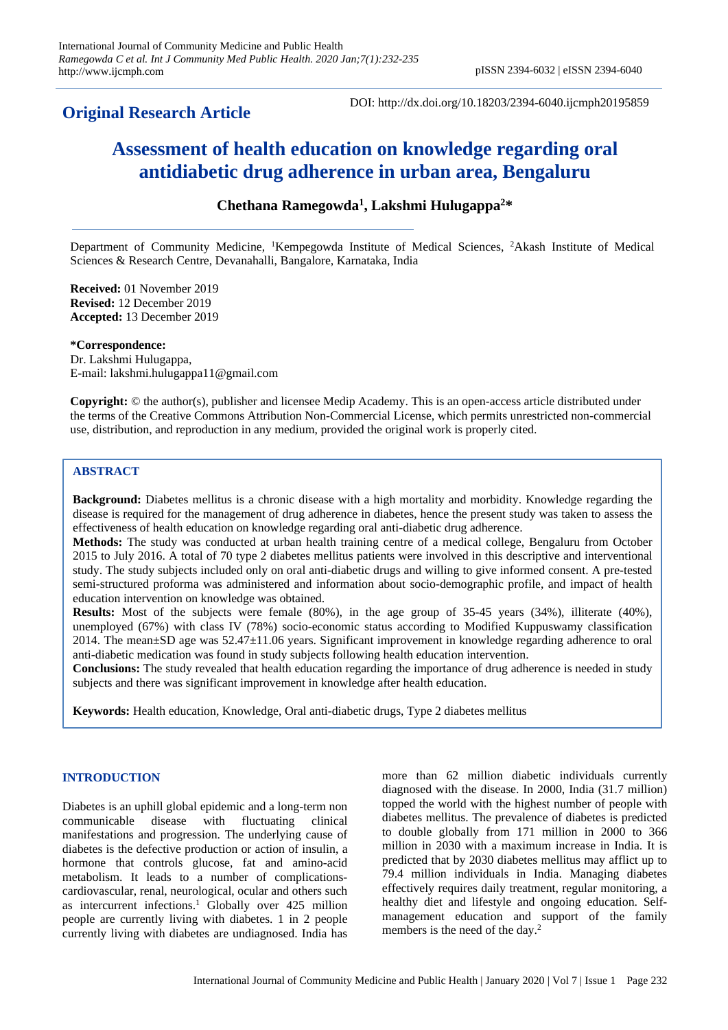**Original Research Article**

DOI: http://dx.doi.org/10.18203/2394-6040.ijcmph20195859

# Assessment of health education on knowledge regarding oral antidiabetic drug adherence in urban area, Bengaluru

**Chethana Ramegowda[1], Lakshmi Hulugappa[2]***

Department of Community Medicine, [1]Kempegowda Institute of Medical Sciences, [2]Akash Institute of Medical Sciences & Research Centre, Devanahalli, Bangalore, Karnataka, India

**Received:** 01 November 2019
**Revised:** 12 December 2019
**Accepted:** 13 December 2019

***Correspondence:**
Dr. Lakshmi Hulugappa,
E-mail: lakshmi.hulugappa11@gmail.com

**Copyright:** © the author(s), publisher and licensee Medip Academy. This is an open-access article distributed under the terms of the Creative Commons Attribution Non-Commercial License, which permits unrestricted non-commercial use, distribution, and reproduction in any medium, provided the original work is properly cited.

## ABSTRACT

**Background:** Diabetes mellitus is a chronic disease with a high mortality and morbidity. Knowledge regarding the disease is required for the management of drug adherence in diabetes, hence the present study was taken to assess the effectiveness of health education on knowledge regarding oral anti-diabetic drug adherence.

**Methods:** The study was conducted at urban health training centre of a medical college, Bengaluru from October 2015 to July 2016. A total of 70 type 2 diabetes mellitus patients were involved in this descriptive and interventional study. The study subjects included only on oral anti-diabetic drugs and willing to give informed consent. A pre-tested semi-structured proforma was administered and information about socio-demographic profile, and impact of health education intervention on knowledge was obtained.

**Results:** Most of the subjects were female (80%), in the age group of 35-45 years (34%), illiterate (40%), unemployed (67%) with class IV (78%) socio-economic status according to Modified Kuppuswamy classification 2014. The mean±SD age was 52.47±11.06 years. Significant improvement in knowledge regarding adherence to oral anti-diabetic medication was found in study subjects following health education intervention.

**Conclusions:** The study revealed that health education regarding the importance of drug adherence is needed in study subjects and there was significant improvement in knowledge after health education.

**Keywords:** Health education, Knowledge, Oral anti-diabetic drugs, Type 2 diabetes mellitus

## INTRODUCTION

Diabetes is an uphill global epidemic and a long-term non communicable disease with fluctuating clinical manifestations and progression. The underlying cause of diabetes is the defective production or action of insulin, a hormone that controls glucose, fat and amino-acid metabolism. It leads to a number of complications-cardiovascular, renal, neurological, ocular and others such as intercurrent infections.[1] Globally over 425 million people are currently living with diabetes. 1 in 2 people currently living with diabetes are undiagnosed. India has more than 62 million diabetic individuals currently diagnosed with the disease. In 2000, India (31.7 million) topped the world with the highest number of people with diabetes mellitus. The prevalence of diabetes is predicted to double globally from 171 million in 2000 to 366 million in 2030 with a maximum increase in India. It is predicted that by 2030 diabetes mellitus may afflict up to 79.4 million individuals in India. Managing diabetes effectively requires daily treatment, regular monitoring, a healthy diet and lifestyle and ongoing education. Self-management education and support of the family members is the need of the day.[2]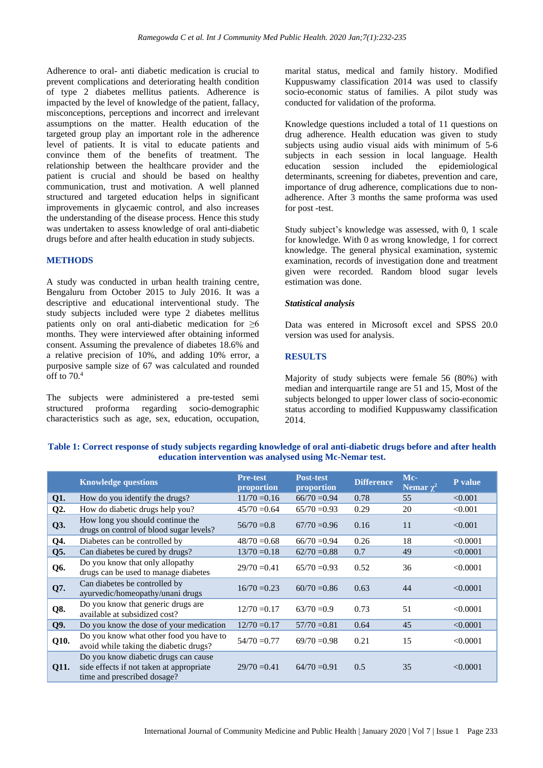Adherence to oral- anti diabetic medication is crucial to prevent complications and deteriorating health condition of type 2 diabetes mellitus patients. Adherence is impacted by the level of knowledge of the patient, fallacy, misconceptions, perceptions and incorrect and irrelevant assumptions on the matter. Health education of the targeted group play an important role in the adherence level of patients. It is vital to educate patients and convince them of the benefits of treatment. The relationship between the healthcare provider and the patient is crucial and should be based on healthy communication, trust and motivation. A well planned structured and targeted education helps in significant improvements in glycaemic control, and also increases the understanding of the disease process. Hence this study was undertaken to assess knowledge of oral anti-diabetic drugs before and after health education in study subjects.

## METHODS

A study was conducted in urban health training centre, Bengaluru from October 2015 to July 2016. It was a descriptive and educational interventional study. The study subjects included were type 2 diabetes mellitus patients only on oral anti-diabetic medication for ≥6 months. They were interviewed after obtaining informed consent. Assuming the prevalence of diabetes 18.6% and a relative precision of 10%, and adding 10% error, a purposive sample size of 67 was calculated and rounded off to 70.[4]

The subjects were administered a pre-tested semi structured proforma regarding socio-demographic characteristics such as age, sex, education, occupation, marital status, medical and family history. Modified Kuppuswamy classification 2014 was used to classify socio-economic status of families. A pilot study was conducted for validation of the proforma.

Knowledge questions included a total of 11 questions on drug adherence. Health education was given to study subjects using audio visual aids with minimum of 5-6 subjects in each session in local language. Health education session included the epidemiological determinants, screening for diabetes, prevention and care, importance of drug adherence, complications due to non-adherence. After 3 months the same proforma was used for post -test.

Study subject's knowledge was assessed, with 0, 1 scale for knowledge. With 0 as wrong knowledge, 1 for correct knowledge. The general physical examination, systemic examination, records of investigation done and treatment given were recorded. Random blood sugar levels estimation was done.

### *Statistical analysis*

Data was entered in Microsoft excel and SPSS 20.0 version was used for analysis.

## RESULTS

Majority of study subjects were female 56 (80%) with median and interquartile range are 51 and 15, Most of the subjects belonged to upper lower class of socio-economic status according to modified Kuppuswamy classification 2014.

**Table 1: Correct response of study subjects regarding knowledge of oral anti-diabetic drugs before and after health education intervention was analysed using Mc-Nemar test.**

| | Knowledge questions | Pre-test proportion | Post-test proportion | Difference | Mc-Nemar $\chi^2$ | P value |
|---|---|---|---|---|---|---|
| Q1. | How do you identify the drugs? | 11/70 =0.16 | 66/70 =0.94 | 0.78 | 55 | <0.001 |
| Q2. | How do diabetic drugs help you? | 45/70 =0.64 | 65/70 =0.93 | 0.29 | 20 | <0.001 |
| Q3. | How long you should continue the drugs on control of blood sugar levels? | 56/70 =0.8 | 67/70 =0.96 | 0.16 | 11 | <0.001 |
| Q4. | Diabetes can be controlled by | 48/70 =0.68 | 66/70 =0.94 | 0.26 | 18 | <0.0001 |
| Q5. | Can diabetes be cured by drugs? | 13/70 =0.18 | 62/70 =0.88 | 0.7 | 49 | <0.0001 |
| Q6. | Do you know that only allopathy drugs can be used to manage diabetes | 29/70 =0.41 | 65/70 =0.93 | 0.52 | 36 | <0.0001 |
| Q7. | Can diabetes be controlled by ayurvedic/homeopathy/unani drugs | 16/70 =0.23 | 60/70 =0.86 | 0.63 | 44 | <0.0001 |
| Q8. | Do you know that generic drugs are available at subsidized cost? | 12/70 =0.17 | 63/70 =0.9 | 0.73 | 51 | <0.0001 |
| Q9. | Do you know the dose of your medication | 12/70 =0.17 | 57/70 =0.81 | 0.64 | 45 | <0.0001 |
| Q10. | Do you know what other food you have to avoid while taking the diabetic drugs? | 54/70 =0.77 | 69/70 =0.98 | 0.21 | 15 | <0.0001 |
| Q11. | Do you know diabetic drugs can cause side effects if not taken at appropriate time and prescribed dosage? | 29/70 =0.41 | 64/70 =0.91 | 0.5 | 35 | <0.0001 |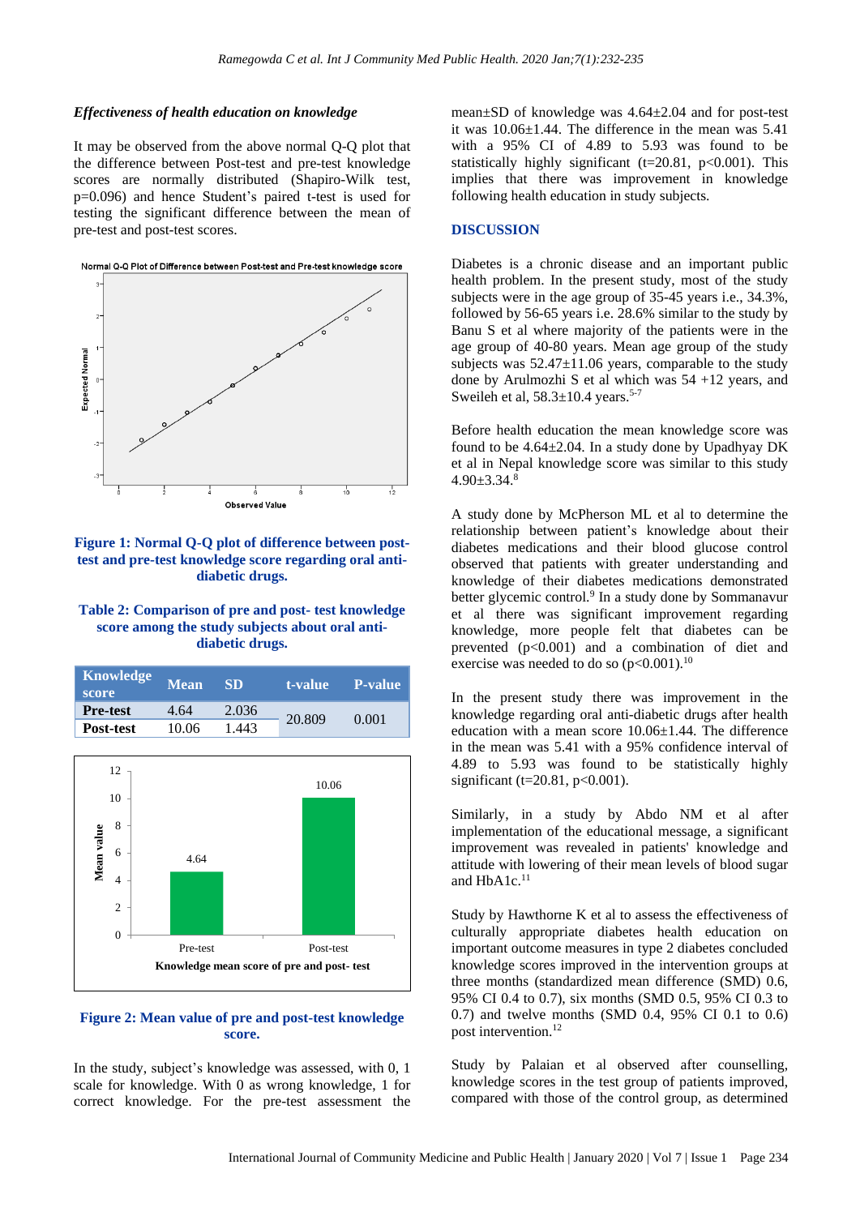### *Effectiveness of health education on knowledge*

It may be observed from the above normal Q-Q plot that the difference between Post-test and pre-test knowledge scores are normally distributed (Shapiro-Wilk test, p=0.096) and hence Student's paired t-test is used for testing the significant difference between the mean of pre-test and post-test scores.

**Figure 1: Normal Q-Q plot of difference between post-test and pre-test knowledge score regarding oral anti-diabetic drugs.**

**Table 2: Comparison of pre and post- test knowledge score among the study subjects about oral anti-diabetic drugs.**

| Knowledge score | Mean | SD | t-value | P-value |
|---|---|---|---|---|
| Pre-test | 4.64 | 2.036 | 20.809 | 0.001 |
| Post-test | 10.06 | 1.443 | | |

**Figure 2: Mean value of pre and post-test knowledge score.**

In the study, subject's knowledge was assessed, with 0, 1 scale for knowledge. With 0 as wrong knowledge, 1 for correct knowledge. For the pre-test assessment the mean±SD of knowledge was 4.64±2.04 and for post-test it was 10.06±1.44. The difference in the mean was 5.41 with a 95% CI of 4.89 to 5.93 was found to be statistically highly significant (t=20.81, p<0.001). This implies that there was improvement in knowledge following health education in study subjects.

## DISCUSSION

Diabetes is a chronic disease and an important public health problem. In the present study, most of the study subjects were in the age group of 35-45 years i.e., 34.3%, followed by 56-65 years i.e. 28.6% similar to the study by Banu S et al where majority of the patients were in the age group of 40-80 years. Mean age group of the study subjects was 52.47±11.06 years, comparable to the study done by Arulmozhi S et al which was 54 +12 years, and Sweileh et al, 58.3±10.4 years.[5-7]

Before health education the mean knowledge score was found to be 4.64±2.04. In a study done by Upadhyay DK et al in Nepal knowledge score was similar to this study 4.90±3.34.[8]

A study done by McPherson ML et al to determine the relationship between patient's knowledge about their diabetes medications and their blood glucose control observed that patients with greater understanding and knowledge of their diabetes medications demonstrated better glycemic control.[9] In a study done by Sommanavur et al there was significant improvement regarding knowledge, more people felt that diabetes can be prevented (p<0.001) and a combination of diet and exercise was needed to do so (p<0.001).[10]

In the present study there was improvement in the knowledge regarding oral anti-diabetic drugs after health education with a mean score 10.06±1.44. The difference in the mean was 5.41 with a 95% confidence interval of 4.89 to 5.93 was found to be statistically highly significant (t=20.81, p<0.001).

Similarly, in a study by Abdo NM et al after implementation of the educational message, a significant improvement was revealed in patients' knowledge and attitude with lowering of their mean levels of blood sugar and HbA1c.[11]

Study by Hawthorne K et al to assess the effectiveness of culturally appropriate diabetes health education on important outcome measures in type 2 diabetes concluded knowledge scores improved in the intervention groups at three months (standardized mean difference (SMD) 0.6, 95% CI 0.4 to 0.7), six months (SMD 0.5, 95% CI 0.3 to 0.7) and twelve months (SMD 0.4, 95% CI 0.1 to 0.6) post intervention.[12]

Study by Palaian et al observed after counselling, knowledge scores in the test group of patients improved, compared with those of the control group, as determined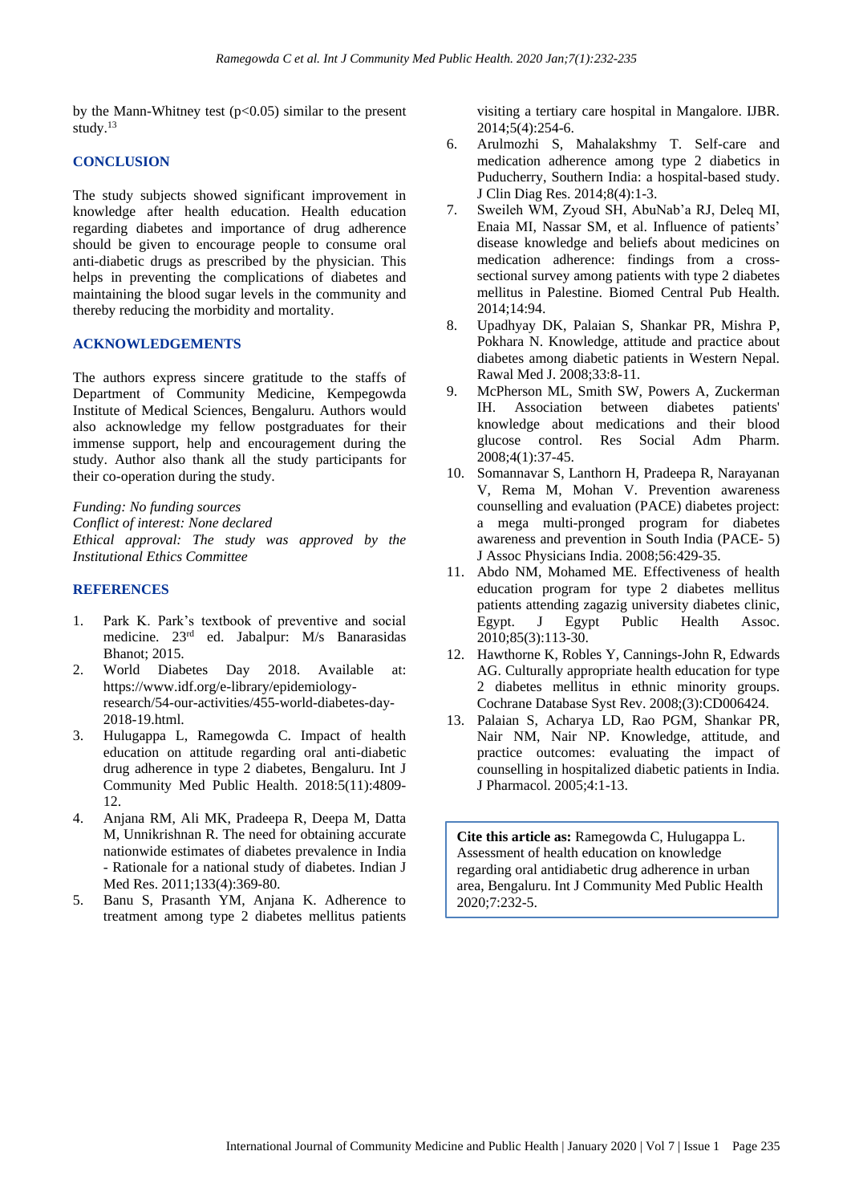by the Mann-Whitney test ($p<0.05$) similar to the present study.[13]

## CONCLUSION

The study subjects showed significant improvement in knowledge after health education. Health education regarding diabetes and importance of drug adherence should be given to encourage people to consume oral anti-diabetic drugs as prescribed by the physician. This helps in preventing the complications of diabetes and maintaining the blood sugar levels in the community and thereby reducing the morbidity and mortality.

## ACKNOWLEDGEMENTS

The authors express sincere gratitude to the staffs of Department of Community Medicine, Kempegowda Institute of Medical Sciences, Bengaluru. Authors would also acknowledge my fellow postgraduates for their immense support, help and encouragement during the study. Author also thank all the study participants for their co-operation during the study.

*Funding: No funding sources*
*Conflict of interest: None declared*
*Ethical approval: The study was approved by the Institutional Ethics Committee*

## REFERENCES

1. Park K. Park's textbook of preventive and social medicine. 23rd ed. Jabalpur: M/s Banarasidas Bhanot; 2015.
2. World Diabetes Day 2018. Available at: https://www.idf.org/e-library/epidemiology-research/54-our-activities/455-world-diabetes-day-2018-19.html.
3. Hulugappa L, Ramegowda C. Impact of health education on attitude regarding oral anti-diabetic drug adherence in type 2 diabetes, Bengaluru. Int J Community Med Public Health. 2018:5(11):4809-12.
4. Anjana RM, Ali MK, Pradeepa R, Deepa M, Datta M, Unnikrishnan R. The need for obtaining accurate nationwide estimates of diabetes prevalence in India - Rationale for a national study of diabetes. Indian J Med Res. 2011;133(4):369-80.
5. Banu S, Prasanth YM, Anjana K. Adherence to treatment among type 2 diabetes mellitus patients visiting a tertiary care hospital in Mangalore. IJBR. 2014;5(4):254-6.
6. Arulmozhi S, Mahalakshmy T. Self-care and medication adherence among type 2 diabetics in Puducherry, Southern India: a hospital-based study. J Clin Diag Res. 2014;8(4):1-3.
7. Sweileh WM, Zyoud SH, AbuNab'a RJ, Deleq MI, Enaia MI, Nassar SM, et al. Influence of patients' disease knowledge and beliefs about medicines on medication adherence: findings from a cross-sectional survey among patients with type 2 diabetes mellitus in Palestine. Biomed Central Pub Health. 2014;14:94.
8. Upadhyay DK, Palaian S, Shankar PR, Mishra P, Pokhara N. Knowledge, attitude and practice about diabetes among diabetic patients in Western Nepal. Rawal Med J. 2008;33:8-11.
9. McPherson ML, Smith SW, Powers A, Zuckerman IH. Association between diabetes patients' knowledge about medications and their blood glucose control. Res Social Adm Pharm. 2008;4(1):37-45.
10. Somannavar S, Lanthorn H, Pradeepa R, Narayanan V, Rema M, Mohan V. Prevention awareness counselling and evaluation (PACE) diabetes project: a mega multi-pronged program for diabetes awareness and prevention in South India (PACE- 5) J Assoc Physicians India. 2008;56:429-35.
11. Abdo NM, Mohamed ME. Effectiveness of health education program for type 2 diabetes mellitus patients attending zagazig university diabetes clinic, Egypt. J Egypt Public Health Assoc. 2010;85(3):113-30.
12. Hawthorne K, Robles Y, Cannings-John R, Edwards AG. Culturally appropriate health education for type 2 diabetes mellitus in ethnic minority groups. Cochrane Database Syst Rev. 2008;(3):CD006424.
13. Palaian S, Acharya LD, Rao PGM, Shankar PR, Nair NM, Nair NP. Knowledge, attitude, and practice outcomes: evaluating the impact of counselling in hospitalized diabetic patients in India. J Pharmacol. 2005;4:1-13.

**Cite this article as:** Ramegowda C, Hulugappa L. Assessment of health education on knowledge regarding oral antidiabetic drug adherence in urban area, Bengaluru. Int J Community Med Public Health 2020;7:232-5.